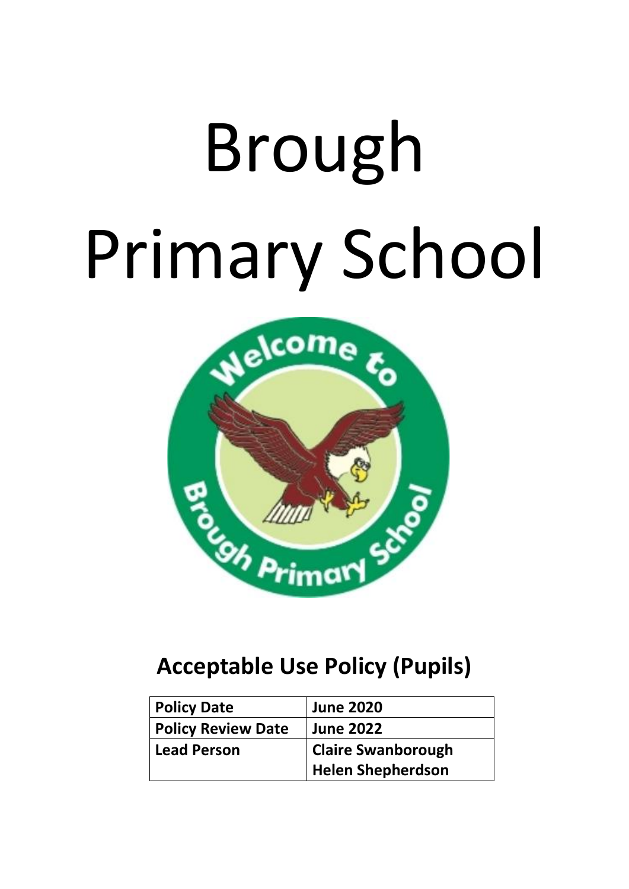# Brough Primary School

## Acceptable Use Policy (Pupils)

| Policy Date | June 2020 |
| --- | --- |
| Policy Review Date | June 2022 |
| Lead Person | Claire Swanborough<br>Helen Shepherdson |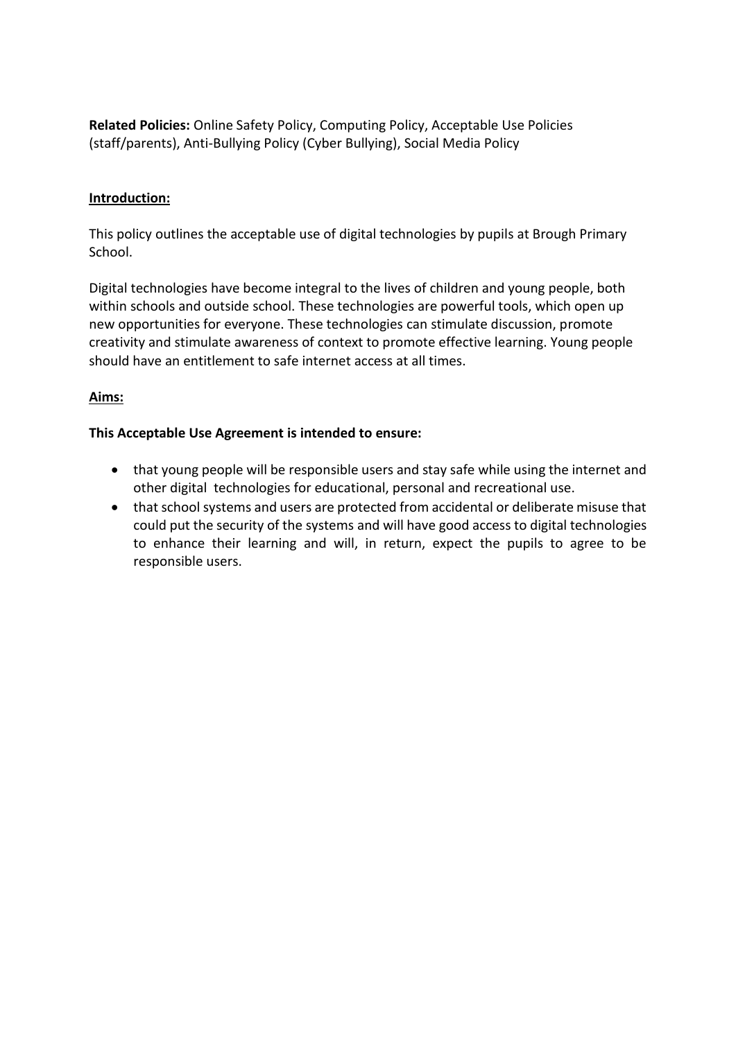**Related Policies:** Online Safety Policy, Computing Policy, Acceptable Use Policies (staff/parents), Anti-Bullying Policy (Cyber Bullying), Social Media Policy

## Introduction:

This policy outlines the acceptable use of digital technologies by pupils at Brough Primary School.

Digital technologies have become integral to the lives of children and young people, both within schools and outside school. These technologies are powerful tools, which open up new opportunities for everyone. These technologies can stimulate discussion, promote creativity and stimulate awareness of context to promote effective learning. Young people should have an entitlement to safe internet access at all times.

## Aims:

**This Acceptable Use Agreement is intended to ensure:**

- that young people will be responsible users and stay safe while using the internet and other digital technologies for educational, personal and recreational use.
- that school systems and users are protected from accidental or deliberate misuse that could put the security of the systems and will have good access to digital technologies to enhance their learning and will, in return, expect the pupils to agree to be responsible users.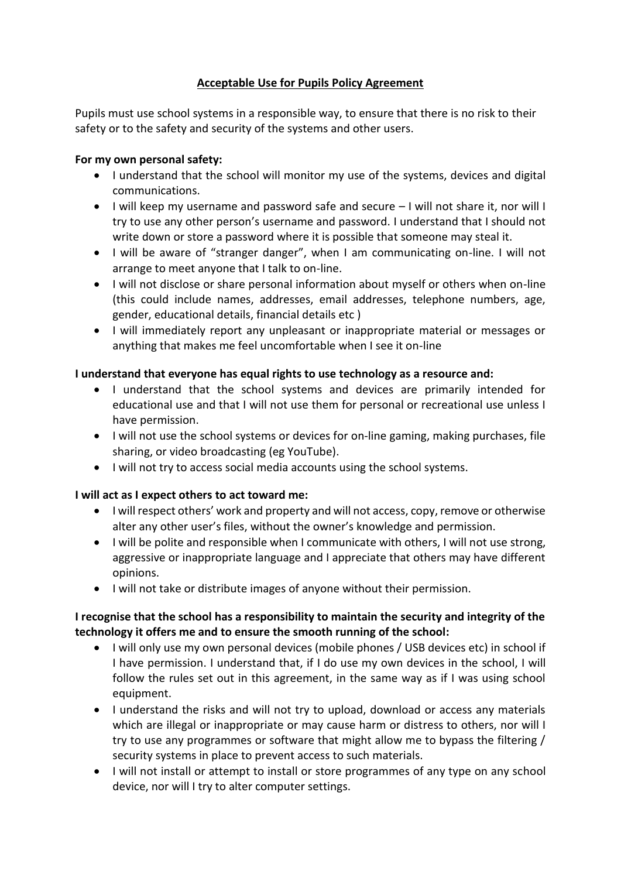**Acceptable Use for Pupils Policy Agreement**

Pupils must use school systems in a responsible way, to ensure that there is no risk to their safety or to the safety and security of the systems and other users.

**For my own personal safety:**

- I understand that the school will monitor my use of the systems, devices and digital communications.
- I will keep my username and password safe and secure – I will not share it, nor will I try to use any other person's username and password. I understand that I should not write down or store a password where it is possible that someone may steal it.
- I will be aware of "stranger danger", when I am communicating on-line. I will not arrange to meet anyone that I talk to on-line.
- I will not disclose or share personal information about myself or others when on-line (this could include names, addresses, email addresses, telephone numbers, age, gender, educational details, financial details etc )
- I will immediately report any unpleasant or inappropriate material or messages or anything that makes me feel uncomfortable when I see it on-line

**I understand that everyone has equal rights to use technology as a resource and:**

- I understand that the school systems and devices are primarily intended for educational use and that I will not use them for personal or recreational use unless I have permission.
- I will not use the school systems or devices for on-line gaming, making purchases, file sharing, or video broadcasting (eg YouTube).
- I will not try to access social media accounts using the school systems.

**I will act as I expect others to act toward me:**

- I will respect others' work and property and will not access, copy, remove or otherwise alter any other user's files, without the owner's knowledge and permission.
- I will be polite and responsible when I communicate with others, I will not use strong, aggressive or inappropriate language and I appreciate that others may have different opinions.
- I will not take or distribute images of anyone without their permission.

**I recognise that the school has a responsibility to maintain the security and integrity of the technology it offers me and to ensure the smooth running of the school:**

- I will only use my own personal devices (mobile phones / USB devices etc) in school if I have permission. I understand that, if I do use my own devices in the school, I will follow the rules set out in this agreement, in the same way as if I was using school equipment.
- I understand the risks and will not try to upload, download or access any materials which are illegal or inappropriate or may cause harm or distress to others, nor will I try to use any programmes or software that might allow me to bypass the filtering / security systems in place to prevent access to such materials.
- I will not install or attempt to install or store programmes of any type on any school device, nor will I try to alter computer settings.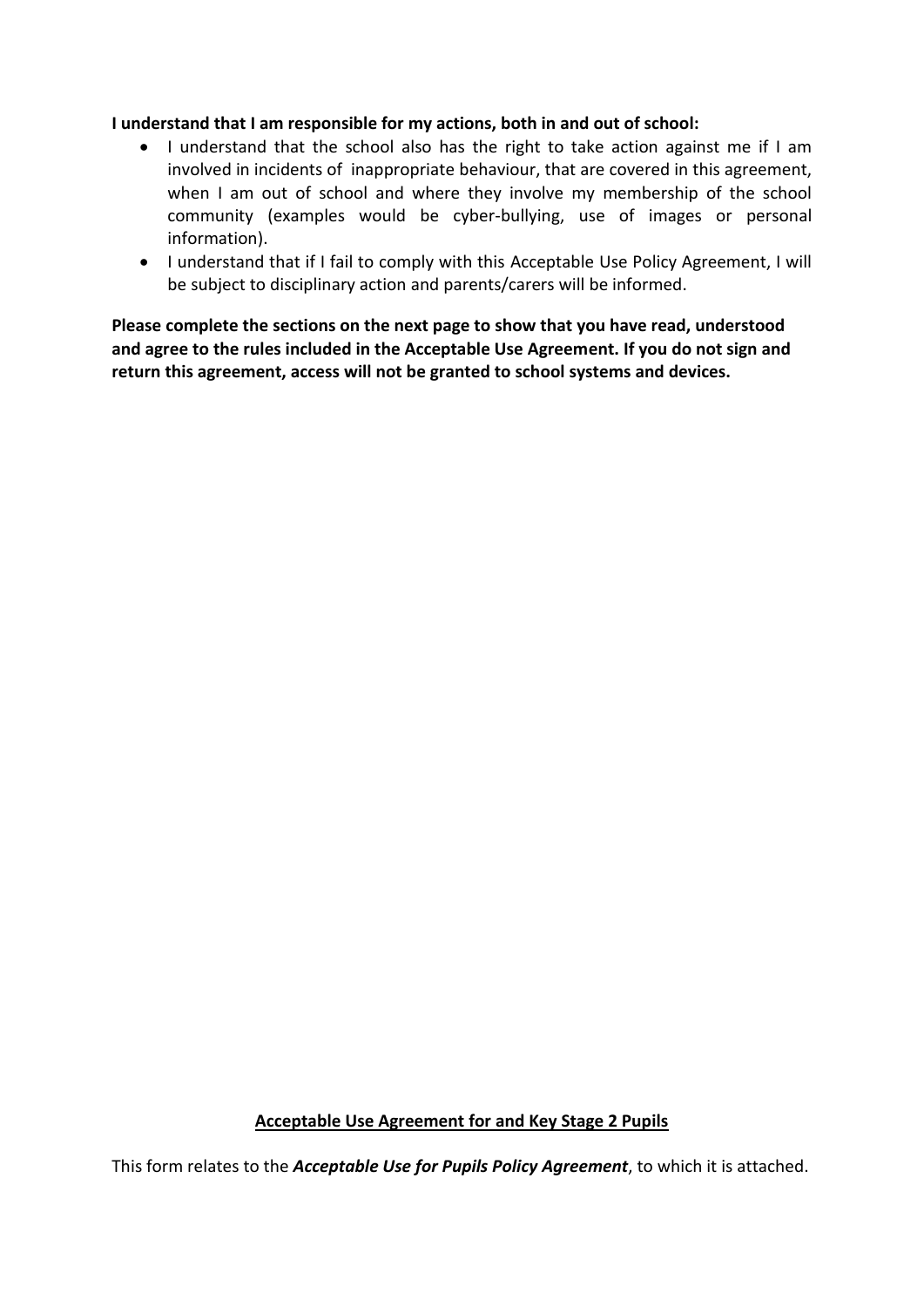**I understand that I am responsible for my actions, both in and out of school:**

- I understand that the school also has the right to take action against me if I am involved in incidents of inappropriate behaviour, that are covered in this agreement, when I am out of school and where they involve my membership of the school community (examples would be cyber-bullying, use of images or personal information).
- I understand that if I fail to comply with this Acceptable Use Policy Agreement, I will be subject to disciplinary action and parents/carers will be informed.

**Please complete the sections on the next page to show that you have read, understood and agree to the rules included in the Acceptable Use Agreement. If you do not sign and return this agreement, access will not be granted to school systems and devices.**

**<u>Acceptable Use Agreement for and Key Stage 2 Pupils</u>**

This form relates to the ***Acceptable Use for Pupils Policy Agreement***, to which it is attached.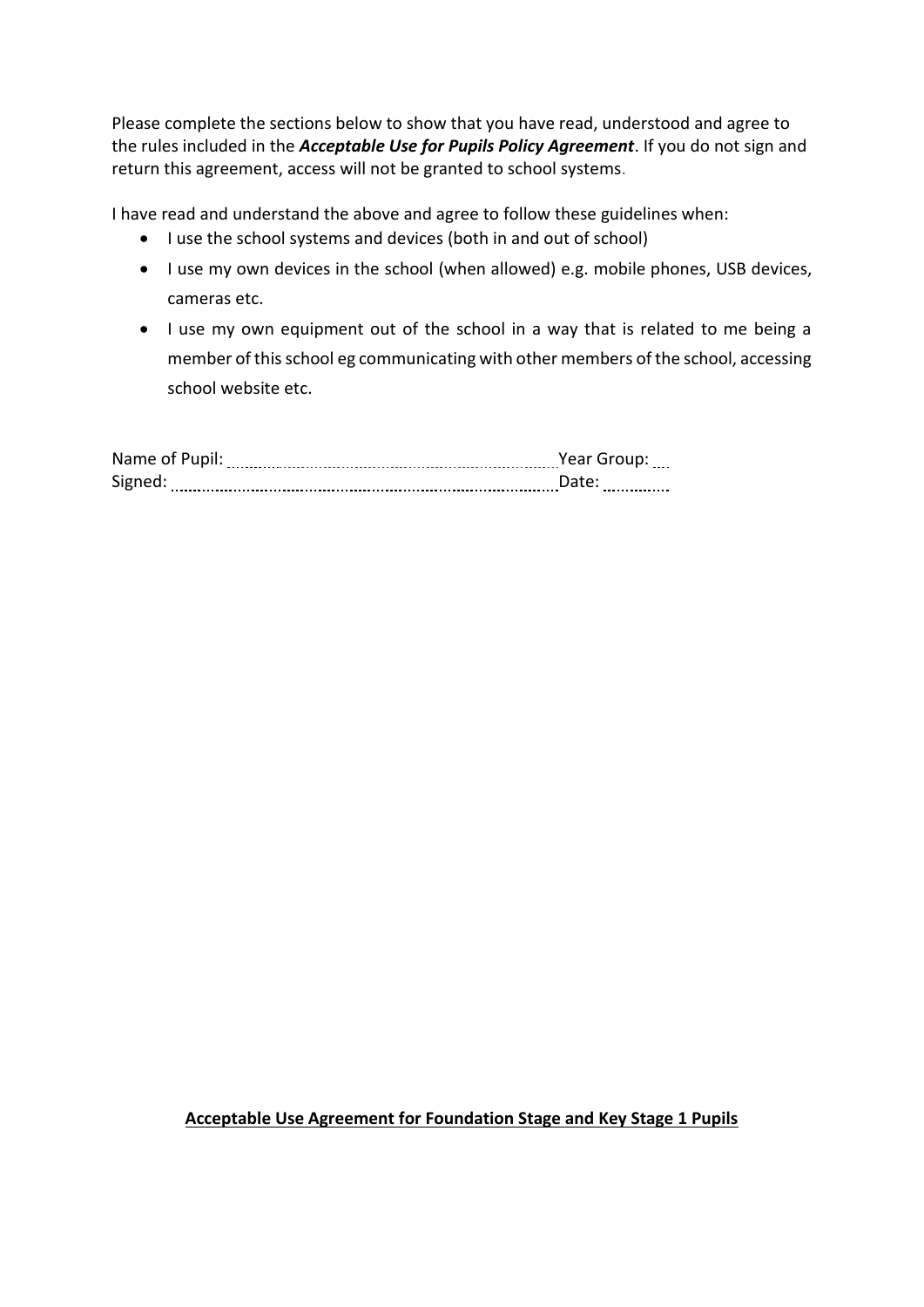Please complete the sections below to show that you have read, understood and agree to the rules included in the ***Acceptable Use for Pupils Policy Agreement***. If you do not sign and return this agreement, access will not be granted to school systems.

I have read and understand the above and agree to follow these guidelines when:

- I use the school systems and devices (both in and out of school)
- I use my own devices in the school (when allowed) e.g. mobile phones, USB devices, cameras etc.
- I use my own equipment out of the school in a way that is related to me being a member of this school eg communicating with other members of the school, accessing school website etc.

Name of Pupil: ………………………………………………………… Year Group: …

Signed: ……………………………………………………………………… Date: …………

**Acceptable Use Agreement for Foundation Stage and Key Stage 1 Pupils**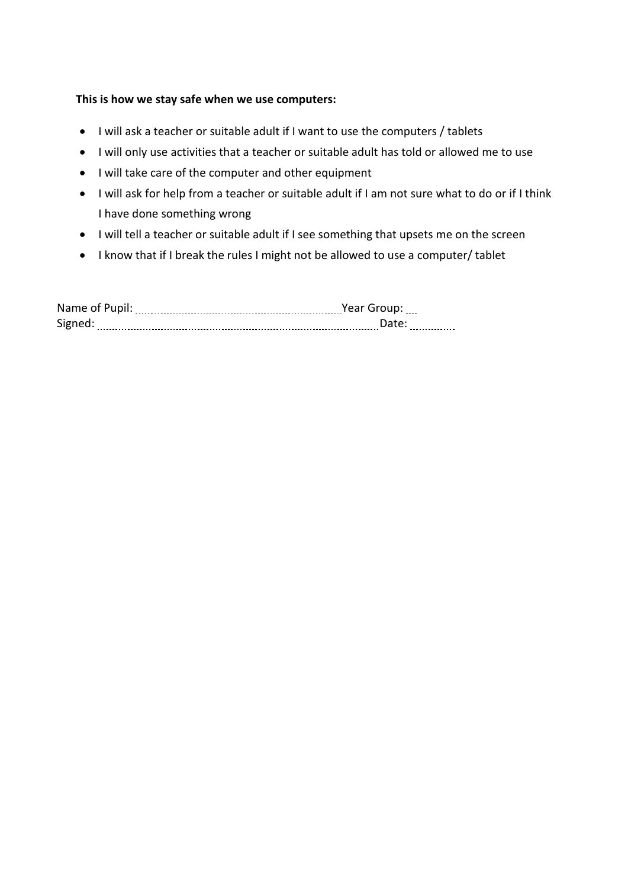**This is how we stay safe when we use computers:**

- I will ask a teacher or suitable adult if I want to use the computers / tablets
- I will only use activities that a teacher or suitable adult has told or allowed me to use
- I will take care of the computer and other equipment
- I will ask for help from a teacher or suitable adult if I am not sure what to do or if I think I have done something wrong
- I will tell a teacher or suitable adult if I see something that upsets me on the screen
- I know that if I break the rules I might not be allowed to use a computer/ tablet

Name of Pupil: .................................................................... Year Group: ...
Signed: ........................................................................................... Date: ..............